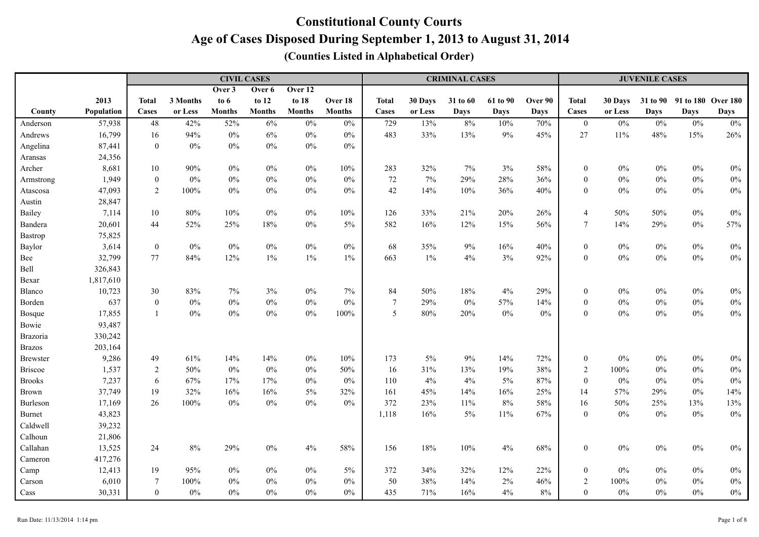# Constitutional County Courts

## Age of Cases Disposed During September 1, 2013 to August 31, 2014

### (Counties Listed in Alphabetical Order)

| | | CIVIL CASES | | | | | | CRIMINAL CASES | | | | | JUVENILE CASES | | | | |
|---|---|---|---|---|---|---|---|---|---|---|---|---|---|---|---|---|---|
| County | 2013 Population | Total Cases | 3 Months or Less | Over 3 to 6 Months | Over 6 to 12 Months | Over 12 to 18 Months | Over 18 Months | Total Cases | 30 Days or Less | 31 to 60 Days | 61 to 90 Days | Over 90 Days | Total Cases | 30 Days or Less | 31 to 90 Days | 91 to 180 Days | Over 180 Days |
| Anderson | 57,938 | 48 | 42% | 52% | 6% | 0% | 0% | 729 | 13% | 8% | 10% | 70% | 0 | 0% | 0% | 0% | 0% |
| Andrews | 16,799 | 16 | 94% | 0% | 6% | 0% | 0% | 483 | 33% | 13% | 9% | 45% | 27 | 11% | 48% | 15% | 26% |
| Angelina | 87,441 | 0 | 0% | 0% | 0% | 0% | 0% | | | | | | | | | | |
| Aransas | 24,356 | | | | | | | | | | | | | | | | |
| Archer | 8,681 | 10 | 90% | 0% | 0% | 0% | 10% | 283 | 32% | 7% | 3% | 58% | 0 | 0% | 0% | 0% | 0% |
| Armstrong | 1,949 | 0 | 0% | 0% | 0% | 0% | 0% | 72 | 7% | 29% | 28% | 36% | 0 | 0% | 0% | 0% | 0% |
| Atascosa | 47,093 | 2 | 100% | 0% | 0% | 0% | 0% | 42 | 14% | 10% | 36% | 40% | 0 | 0% | 0% | 0% | 0% |
| Austin | 28,847 | | | | | | | | | | | | | | | | |
| Bailey | 7,114 | 10 | 80% | 10% | 0% | 0% | 10% | 126 | 33% | 21% | 20% | 26% | 4 | 50% | 50% | 0% | 0% |
| Bandera | 20,601 | 44 | 52% | 25% | 18% | 0% | 5% | 582 | 16% | 12% | 15% | 56% | 7 | 14% | 29% | 0% | 57% |
| Bastrop | 75,825 | | | | | | | | | | | | | | | | |
| Baylor | 3,614 | 0 | 0% | 0% | 0% | 0% | 0% | 68 | 35% | 9% | 16% | 40% | 0 | 0% | 0% | 0% | 0% |
| Bee | 32,799 | 77 | 84% | 12% | 1% | 1% | 1% | 663 | 1% | 4% | 3% | 92% | 0 | 0% | 0% | 0% | 0% |
| Bell | 326,843 | | | | | | | | | | | | | | | | |
| Bexar | 1,817,610 | | | | | | | | | | | | | | | | |
| Blanco | 10,723 | 30 | 83% | 7% | 3% | 0% | 7% | 84 | 50% | 18% | 4% | 29% | 0 | 0% | 0% | 0% | 0% |
| Borden | 637 | 0 | 0% | 0% | 0% | 0% | 0% | 7 | 29% | 0% | 57% | 14% | 0 | 0% | 0% | 0% | 0% |
| Bosque | 17,855 | 1 | 0% | 0% | 0% | 0% | 100% | 5 | 80% | 20% | 0% | 0% | 0 | 0% | 0% | 0% | 0% |
| Bowie | 93,487 | | | | | | | | | | | | | | | | |
| Brazoria | 330,242 | | | | | | | | | | | | | | | | |
| Brazos | 203,164 | | | | | | | | | | | | | | | | |
| Brewster | 9,286 | 49 | 61% | 14% | 14% | 0% | 10% | 173 | 5% | 9% | 14% | 72% | 0 | 0% | 0% | 0% | 0% |
| Briscoe | 1,537 | 2 | 50% | 0% | 0% | 0% | 50% | 16 | 31% | 13% | 19% | 38% | 2 | 100% | 0% | 0% | 0% |
| Brooks | 7,237 | 6 | 67% | 17% | 17% | 0% | 0% | 110 | 4% | 4% | 5% | 87% | 0 | 0% | 0% | 0% | 0% |
| Brown | 37,749 | 19 | 32% | 16% | 16% | 5% | 32% | 161 | 45% | 14% | 16% | 25% | 14 | 57% | 29% | 0% | 14% |
| Burleson | 17,169 | 26 | 100% | 0% | 0% | 0% | 0% | 372 | 23% | 11% | 8% | 58% | 16 | 50% | 25% | 13% | 13% |
| Burnet | 43,823 | | | | | | | 1,118 | 16% | 5% | 11% | 67% | 0 | 0% | 0% | 0% | 0% |
| Caldwell | 39,232 | | | | | | | | | | | | | | | | |
| Calhoun | 21,806 | | | | | | | | | | | | | | | | |
| Callahan | 13,525 | 24 | 8% | 29% | 0% | 4% | 58% | 156 | 18% | 10% | 4% | 68% | 0 | 0% | 0% | 0% | 0% |
| Cameron | 417,276 | | | | | | | | | | | | | | | | |
| Camp | 12,413 | 19 | 95% | 0% | 0% | 0% | 5% | 372 | 34% | 32% | 12% | 22% | 0 | 0% | 0% | 0% | 0% |
| Carson | 6,010 | 7 | 100% | 0% | 0% | 0% | 0% | 50 | 38% | 14% | 2% | 46% | 2 | 100% | 0% | 0% | 0% |
| Cass | 30,331 | 0 | 0% | 0% | 0% | 0% | 0% | 435 | 71% | 16% | 4% | 8% | 0 | 0% | 0% | 0% | 0% |

Run Date: 11/13/2014 1:14 pm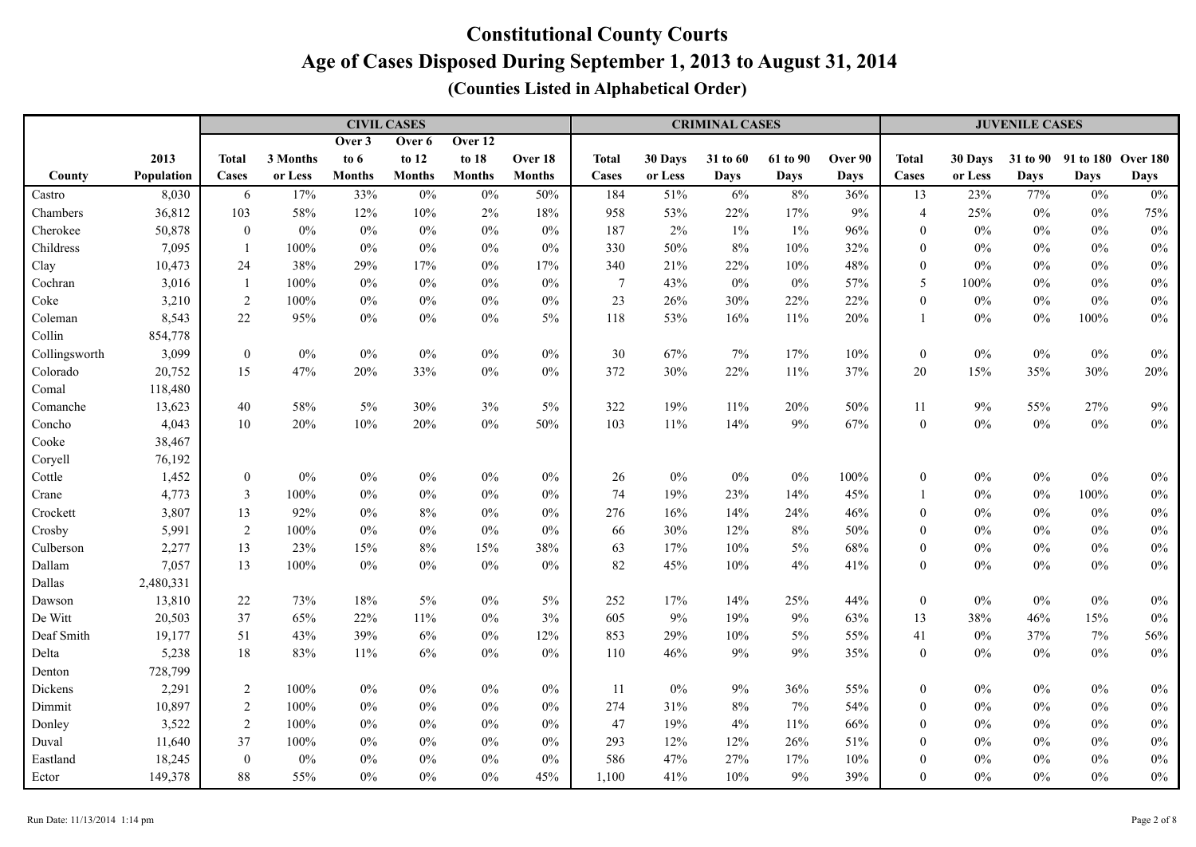# Constitutional County Courts

## Age of Cases Disposed During September 1, 2013 to August 31, 2014

### (Counties Listed in Alphabetical Order)

| | | CIVIL CASES | | | | | | CRIMINAL CASES | | | | | JUVENILE CASES | | | | |
|---|---|---|---|---|---|---|---|---|---|---|---|---|---|---|---|---|---|
| County | 2013 Population | Total Cases | 3 Months or Less | Over 3 to 6 Months | Over 6 to 12 Months | Over 12 to 18 Months | Over 18 Months | Total Cases | 30 Days or Less | 31 to 60 Days | 61 to 90 Days | Over 90 Days | Total Cases | 30 Days or Less | 31 to 90 Days | 91 to 180 Days | Over 180 Days |
| Castro | 8,030 | 6 | 17% | 33% | 0% | 0% | 50% | 184 | 51% | 6% | 8% | 36% | 13 | 23% | 77% | 0% | 0% |
| Chambers | 36,812 | 103 | 58% | 12% | 10% | 2% | 18% | 958 | 53% | 22% | 17% | 9% | 4 | 25% | 0% | 0% | 75% |
| Cherokee | 50,878 | 0 | 0% | 0% | 0% | 0% | 0% | 187 | 2% | 1% | 1% | 96% | 0 | 0% | 0% | 0% | 0% |
| Childress | 7,095 | 1 | 100% | 0% | 0% | 0% | 0% | 330 | 50% | 8% | 10% | 32% | 0 | 0% | 0% | 0% | 0% |
| Clay | 10,473 | 24 | 38% | 29% | 17% | 0% | 17% | 340 | 21% | 22% | 10% | 48% | 0 | 0% | 0% | 0% | 0% |
| Cochran | 3,016 | 1 | 100% | 0% | 0% | 0% | 0% | 7 | 43% | 0% | 0% | 57% | 5 | 100% | 0% | 0% | 0% |
| Coke | 3,210 | 2 | 100% | 0% | 0% | 0% | 0% | 23 | 26% | 30% | 22% | 22% | 0 | 0% | 0% | 0% | 0% |
| Coleman | 8,543 | 22 | 95% | 0% | 0% | 0% | 5% | 118 | 53% | 16% | 11% | 20% | 1 | 0% | 0% | 100% | 0% |
| Collin | 854,778 | | | | | | | | | | | | | | | | |
| Collingsworth | 3,099 | 0 | 0% | 0% | 0% | 0% | 0% | 30 | 67% | 7% | 17% | 10% | 0 | 0% | 0% | 0% | 0% |
| Colorado | 20,752 | 15 | 47% | 20% | 33% | 0% | 0% | 372 | 30% | 22% | 11% | 37% | 20 | 15% | 35% | 30% | 20% |
| Comal | 118,480 | | | | | | | | | | | | | | | | |
| Comanche | 13,623 | 40 | 58% | 5% | 30% | 3% | 5% | 322 | 19% | 11% | 20% | 50% | 11 | 9% | 55% | 27% | 9% |
| Concho | 4,043 | 10 | 20% | 10% | 20% | 0% | 50% | 103 | 11% | 14% | 9% | 67% | 0 | 0% | 0% | 0% | 0% |
| Cooke | 38,467 | | | | | | | | | | | | | | | | |
| Coryell | 76,192 | | | | | | | | | | | | | | | | |
| Cottle | 1,452 | 0 | 0% | 0% | 0% | 0% | 0% | 26 | 0% | 0% | 0% | 100% | 0 | 0% | 0% | 0% | 0% |
| Crane | 4,773 | 3 | 100% | 0% | 0% | 0% | 0% | 74 | 19% | 23% | 14% | 45% | 1 | 0% | 0% | 100% | 0% |
| Crockett | 3,807 | 13 | 92% | 0% | 8% | 0% | 0% | 276 | 16% | 14% | 24% | 46% | 0 | 0% | 0% | 0% | 0% |
| Crosby | 5,991 | 2 | 100% | 0% | 0% | 0% | 0% | 66 | 30% | 12% | 8% | 50% | 0 | 0% | 0% | 0% | 0% |
| Culberson | 2,277 | 13 | 23% | 15% | 8% | 15% | 38% | 63 | 17% | 10% | 5% | 68% | 0 | 0% | 0% | 0% | 0% |
| Dallam | 7,057 | 13 | 100% | 0% | 0% | 0% | 0% | 82 | 45% | 10% | 4% | 41% | 0 | 0% | 0% | 0% | 0% |
| Dallas | 2,480,331 | | | | | | | | | | | | | | | | |
| Dawson | 13,810 | 22 | 73% | 18% | 5% | 0% | 5% | 252 | 17% | 14% | 25% | 44% | 0 | 0% | 0% | 0% | 0% |
| De Witt | 20,503 | 37 | 65% | 22% | 11% | 0% | 3% | 605 | 9% | 19% | 9% | 63% | 13 | 38% | 46% | 15% | 0% |
| Deaf Smith | 19,177 | 51 | 43% | 39% | 6% | 0% | 12% | 853 | 29% | 10% | 5% | 55% | 41 | 0% | 37% | 7% | 56% |
| Delta | 5,238 | 18 | 83% | 11% | 6% | 0% | 0% | 110 | 46% | 9% | 9% | 35% | 0 | 0% | 0% | 0% | 0% |
| Denton | 728,799 | | | | | | | | | | | | | | | | |
| Dickens | 2,291 | 2 | 100% | 0% | 0% | 0% | 0% | 11 | 0% | 9% | 36% | 55% | 0 | 0% | 0% | 0% | 0% |
| Dimmit | 10,897 | 2 | 100% | 0% | 0% | 0% | 0% | 274 | 31% | 8% | 7% | 54% | 0 | 0% | 0% | 0% | 0% |
| Donley | 3,522 | 2 | 100% | 0% | 0% | 0% | 0% | 47 | 19% | 4% | 11% | 66% | 0 | 0% | 0% | 0% | 0% |
| Duval | 11,640 | 37 | 100% | 0% | 0% | 0% | 0% | 293 | 12% | 12% | 26% | 51% | 0 | 0% | 0% | 0% | 0% |
| Eastland | 18,245 | 0 | 0% | 0% | 0% | 0% | 0% | 586 | 47% | 27% | 17% | 10% | 0 | 0% | 0% | 0% | 0% |
| Ector | 149,378 | 88 | 55% | 0% | 0% | 0% | 45% | 1,100 | 41% | 10% | 9% | 39% | 0 | 0% | 0% | 0% | 0% |

Run Date: 11/13/2014 1:14 pm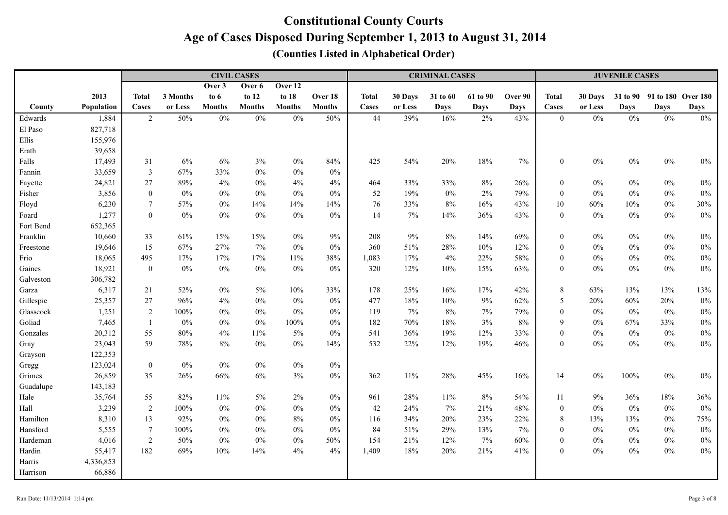# Constitutional County Courts

## Age of Cases Disposed During September 1, 2013 to August 31, 2014

### (Counties Listed in Alphabetical Order)

| | | CIVIL CASES | | | | | | CRIMINAL CASES | | | | | JUVENILE CASES | | | | |
|---|---|---|---|---|---|---|---|---|---|---|---|---|---|---|---|---|---|
| County | 2013 Population | Total Cases | 3 Months or Less | Over 3 to 6 Months | Over 6 to 12 Months | Over 12 to 18 Months | Over 18 Months | Total Cases | 30 Days or Less | 31 to 60 Days | 61 to 90 Days | Over 90 Days | Total Cases | 30 Days or Less | 31 to 90 Days | 91 to 180 Days | Over 180 Days |
| Edwards | 1,884 | 2 | 50% | 0% | 0% | 0% | 50% | 44 | 39% | 16% | 2% | 43% | 0 | 0% | 0% | 0% | 0% |
| El Paso | 827,718 | | | | | | | | | | | | | | | | |
| Ellis | 155,976 | | | | | | | | | | | | | | | | |
| Erath | 39,658 | | | | | | | | | | | | | | | | |
| Falls | 17,493 | 31 | 6% | 6% | 3% | 0% | 84% | 425 | 54% | 20% | 18% | 7% | 0 | 0% | 0% | 0% | 0% |
| Fannin | 33,659 | 3 | 67% | 33% | 0% | 0% | 0% | | | | | | | | | | |
| Fayette | 24,821 | 27 | 89% | 4% | 0% | 4% | 4% | 464 | 33% | 33% | 8% | 26% | 0 | 0% | 0% | 0% | 0% |
| Fisher | 3,856 | 0 | 0% | 0% | 0% | 0% | 0% | 52 | 19% | 0% | 2% | 79% | 0 | 0% | 0% | 0% | 0% |
| Floyd | 6,230 | 7 | 57% | 0% | 14% | 14% | 14% | 76 | 33% | 8% | 16% | 43% | 10 | 60% | 10% | 0% | 30% |
| Foard | 1,277 | 0 | 0% | 0% | 0% | 0% | 0% | 14 | 7% | 14% | 36% | 43% | 0 | 0% | 0% | 0% | 0% |
| Fort Bend | 652,365 | | | | | | | | | | | | | | | | |
| Franklin | 10,660 | 33 | 61% | 15% | 15% | 0% | 9% | 208 | 9% | 8% | 14% | 69% | 0 | 0% | 0% | 0% | 0% |
| Freestone | 19,646 | 15 | 67% | 27% | 7% | 0% | 0% | 360 | 51% | 28% | 10% | 12% | 0 | 0% | 0% | 0% | 0% |
| Frio | 18,065 | 495 | 17% | 17% | 17% | 11% | 38% | 1,083 | 17% | 4% | 22% | 58% | 0 | 0% | 0% | 0% | 0% |
| Gaines | 18,921 | 0 | 0% | 0% | 0% | 0% | 0% | 320 | 12% | 10% | 15% | 63% | 0 | 0% | 0% | 0% | 0% |
| Galveston | 306,782 | | | | | | | | | | | | | | | | |
| Garza | 6,317 | 21 | 52% | 0% | 5% | 10% | 33% | 178 | 25% | 16% | 17% | 42% | 8 | 63% | 13% | 13% | 13% |
| Gillespie | 25,357 | 27 | 96% | 4% | 0% | 0% | 0% | 477 | 18% | 10% | 9% | 62% | 5 | 20% | 60% | 20% | 0% |
| Glasscock | 1,251 | 2 | 100% | 0% | 0% | 0% | 0% | 119 | 7% | 8% | 7% | 79% | 0 | 0% | 0% | 0% | 0% |
| Goliad | 7,465 | 1 | 0% | 0% | 0% | 100% | 0% | 182 | 70% | 18% | 3% | 8% | 9 | 0% | 67% | 33% | 0% |
| Gonzales | 20,312 | 55 | 80% | 4% | 11% | 5% | 0% | 541 | 36% | 19% | 12% | 33% | 0 | 0% | 0% | 0% | 0% |
| Gray | 23,043 | 59 | 78% | 8% | 0% | 0% | 14% | 532 | 22% | 12% | 19% | 46% | 0 | 0% | 0% | 0% | 0% |
| Grayson | 122,353 | | | | | | | | | | | | | | | | |
| Gregg | 123,024 | 0 | 0% | 0% | 0% | 0% | 0% | | | | | | | | | | |
| Grimes | 26,859 | 35 | 26% | 66% | 6% | 3% | 0% | 362 | 11% | 28% | 45% | 16% | 14 | 0% | 100% | 0% | 0% |
| Guadalupe | 143,183 | | | | | | | | | | | | | | | | |
| Hale | 35,764 | 55 | 82% | 11% | 5% | 2% | 0% | 961 | 28% | 11% | 8% | 54% | 11 | 9% | 36% | 18% | 36% |
| Hall | 3,239 | 2 | 100% | 0% | 0% | 0% | 0% | 42 | 24% | 7% | 21% | 48% | 0 | 0% | 0% | 0% | 0% |
| Hamilton | 8,310 | 13 | 92% | 0% | 0% | 8% | 0% | 116 | 34% | 20% | 23% | 22% | 8 | 13% | 13% | 0% | 75% |
| Hansford | 5,555 | 7 | 100% | 0% | 0% | 0% | 0% | 84 | 51% | 29% | 13% | 7% | 0 | 0% | 0% | 0% | 0% |
| Hardeman | 4,016 | 2 | 50% | 0% | 0% | 0% | 50% | 154 | 21% | 12% | 7% | 60% | 0 | 0% | 0% | 0% | 0% |
| Hardin | 55,417 | 182 | 69% | 10% | 14% | 4% | 4% | 1,409 | 18% | 20% | 21% | 41% | 0 | 0% | 0% | 0% | 0% |
| Harris | 4,336,853 | | | | | | | | | | | | | | | | |
| Harrison | 66,886 | | | | | | | | | | | | | | | | |

Run Date: 11/13/2014 1:14 pm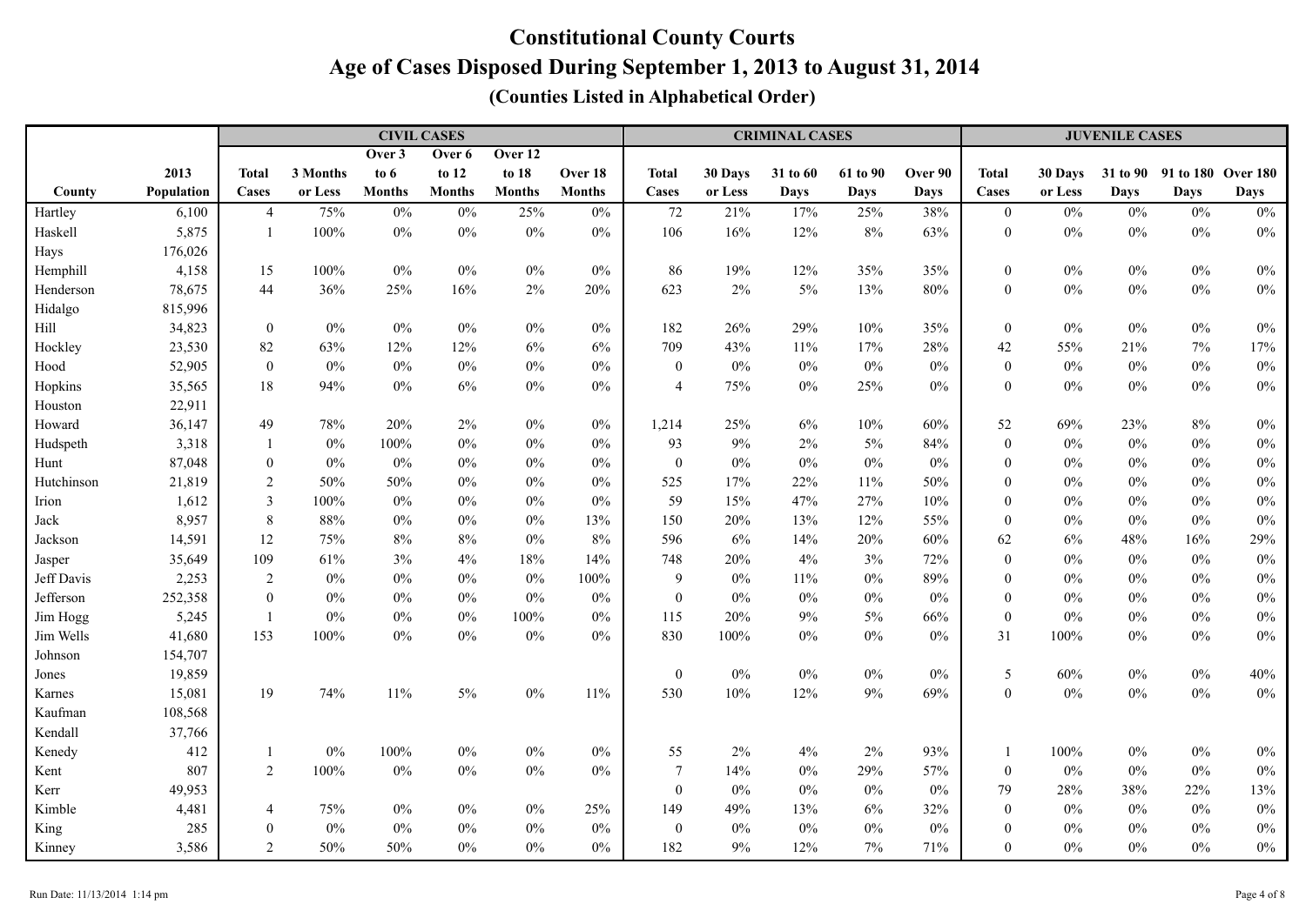# Constitutional County Courts

## Age of Cases Disposed During September 1, 2013 to August 31, 2014

### (Counties Listed in Alphabetical Order)

| | | CIVIL CASES | | | | | | CRIMINAL CASES | | | | | JUVENILE CASES | | | | |
|---|---|---|---|---|---|---|---|---|---|---|---|---|---|---|---|---|---|
| County | 2013 Population | Total Cases | 3 Months or Less | Over 3 to 6 Months | Over 6 to 12 Months | Over 12 to 18 Months | Over 18 Months | Total Cases | 30 Days or Less | 31 to 60 Days | 61 to 90 Days | Over 90 Days | Total Cases | 30 Days or Less | 31 to 90 Days | 91 to 180 Days | Over 180 Days |
| Hartley | 6,100 | 4 | 75% | 0% | 0% | 25% | 0% | 72 | 21% | 17% | 25% | 38% | 0 | 0% | 0% | 0% | 0% |
| Haskell | 5,875 | 1 | 100% | 0% | 0% | 0% | 0% | 106 | 16% | 12% | 8% | 63% | 0 | 0% | 0% | 0% | 0% |
| Hays | 176,026 | | | | | | | | | | | | | | | | |
| Hemphill | 4,158 | 15 | 100% | 0% | 0% | 0% | 0% | 86 | 19% | 12% | 35% | 35% | 0 | 0% | 0% | 0% | 0% |
| Henderson | 78,675 | 44 | 36% | 25% | 16% | 2% | 20% | 623 | 2% | 5% | 13% | 80% | 0 | 0% | 0% | 0% | 0% |
| Hidalgo | 815,996 | | | | | | | | | | | | | | | | |
| Hill | 34,823 | 0 | 0% | 0% | 0% | 0% | 0% | 182 | 26% | 29% | 10% | 35% | 0 | 0% | 0% | 0% | 0% |
| Hockley | 23,530 | 82 | 63% | 12% | 12% | 6% | 6% | 709 | 43% | 11% | 17% | 28% | 42 | 55% | 21% | 7% | 17% |
| Hood | 52,905 | 0 | 0% | 0% | 0% | 0% | 0% | 0 | 0% | 0% | 0% | 0% | 0 | 0% | 0% | 0% | 0% |
| Hopkins | 35,565 | 18 | 94% | 0% | 6% | 0% | 0% | 4 | 75% | 0% | 25% | 0% | 0 | 0% | 0% | 0% | 0% |
| Houston | 22,911 | | | | | | | | | | | | | | | | |
| Howard | 36,147 | 49 | 78% | 20% | 2% | 0% | 0% | 1,214 | 25% | 6% | 10% | 60% | 52 | 69% | 23% | 8% | 0% |
| Hudspeth | 3,318 | 1 | 0% | 100% | 0% | 0% | 0% | 93 | 9% | 2% | 5% | 84% | 0 | 0% | 0% | 0% | 0% |
| Hunt | 87,048 | 0 | 0% | 0% | 0% | 0% | 0% | 0 | 0% | 0% | 0% | 0% | 0 | 0% | 0% | 0% | 0% |
| Hutchinson | 21,819 | 2 | 50% | 50% | 0% | 0% | 0% | 525 | 17% | 22% | 11% | 50% | 0 | 0% | 0% | 0% | 0% |
| Irion | 1,612 | 3 | 100% | 0% | 0% | 0% | 0% | 59 | 15% | 47% | 27% | 10% | 0 | 0% | 0% | 0% | 0% |
| Jack | 8,957 | 8 | 88% | 0% | 0% | 0% | 13% | 150 | 20% | 13% | 12% | 55% | 0 | 0% | 0% | 0% | 0% |
| Jackson | 14,591 | 12 | 75% | 8% | 8% | 0% | 8% | 596 | 6% | 14% | 20% | 60% | 62 | 6% | 48% | 16% | 29% |
| Jasper | 35,649 | 109 | 61% | 3% | 4% | 18% | 14% | 748 | 20% | 4% | 3% | 72% | 0 | 0% | 0% | 0% | 0% |
| Jeff Davis | 2,253 | 2 | 0% | 0% | 0% | 0% | 100% | 9 | 0% | 11% | 0% | 89% | 0 | 0% | 0% | 0% | 0% |
| Jefferson | 252,358 | 0 | 0% | 0% | 0% | 0% | 0% | 0 | 0% | 0% | 0% | 0% | 0 | 0% | 0% | 0% | 0% |
| Jim Hogg | 5,245 | 1 | 0% | 0% | 0% | 100% | 0% | 115 | 20% | 9% | 5% | 66% | 0 | 0% | 0% | 0% | 0% |
| Jim Wells | 41,680 | 153 | 100% | 0% | 0% | 0% | 0% | 830 | 100% | 0% | 0% | 0% | 31 | 100% | 0% | 0% | 0% |
| Johnson | 154,707 | | | | | | | | | | | | | | | | |
| Jones | 19,859 | | | | | | | 0 | 0% | 0% | 0% | 0% | 5 | 60% | 0% | 0% | 40% |
| Karnes | 15,081 | 19 | 74% | 11% | 5% | 0% | 11% | 530 | 10% | 12% | 9% | 69% | 0 | 0% | 0% | 0% | 0% |
| Kaufman | 108,568 | | | | | | | | | | | | | | | | |
| Kendall | 37,766 | | | | | | | | | | | | | | | | |
| Kenedy | 412 | 1 | 0% | 100% | 0% | 0% | 0% | 55 | 2% | 4% | 2% | 93% | 1 | 100% | 0% | 0% | 0% |
| Kent | 807 | 2 | 100% | 0% | 0% | 0% | 0% | 7 | 14% | 0% | 29% | 57% | 0 | 0% | 0% | 0% | 0% |
| Kerr | 49,953 | | | | | | | 0 | 0% | 0% | 0% | 0% | 79 | 28% | 38% | 22% | 13% |
| Kimble | 4,481 | 4 | 75% | 0% | 0% | 0% | 25% | 149 | 49% | 13% | 6% | 32% | 0 | 0% | 0% | 0% | 0% |
| King | 285 | 0 | 0% | 0% | 0% | 0% | 0% | 0 | 0% | 0% | 0% | 0% | 0 | 0% | 0% | 0% | 0% |
| Kinney | 3,586 | 2 | 50% | 50% | 0% | 0% | 0% | 182 | 9% | 12% | 7% | 71% | 0 | 0% | 0% | 0% | 0% |

Run Date: 11/13/2014 1:14 pm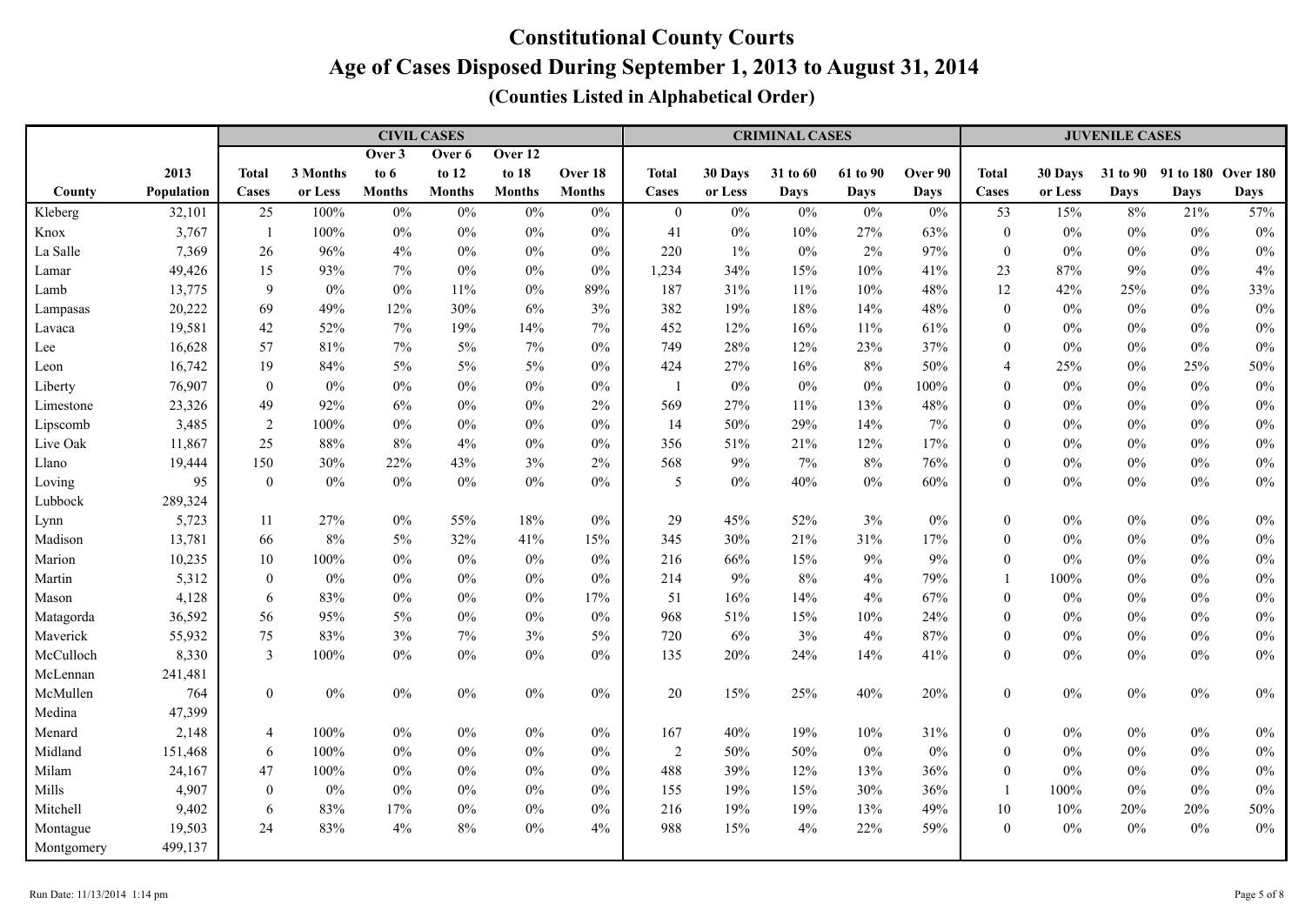# Constitutional County Courts

## Age of Cases Disposed During September 1, 2013 to August 31, 2014

### (Counties Listed in Alphabetical Order)

| | | CIVIL CASES | | | | | | CRIMINAL CASES | | | | | JUVENILE CASES | | | | |
|---|---|---|---|---|---|---|---|---|---|---|---|---|---|---|---|---|---|
| County | 2013 Population | Total Cases | 3 Months or Less | Over 3 to 6 Months | Over 6 to 12 Months | Over 12 to 18 Months | Over 18 Months | Total Cases | 30 Days or Less | 31 to 60 Days | 61 to 90 Days | Over 90 Days | Total Cases | 30 Days or Less | 31 to 90 Days | 91 to 180 Days | Over 180 Days |
| Kleberg | 32,101 | 25 | 100% | 0% | 0% | 0% | 0% | 0 | 0% | 0% | 0% | 0% | 53 | 15% | 8% | 21% | 57% |
| Knox | 3,767 | 1 | 100% | 0% | 0% | 0% | 0% | 41 | 0% | 10% | 27% | 63% | 0 | 0% | 0% | 0% | 0% |
| La Salle | 7,369 | 26 | 96% | 4% | 0% | 0% | 0% | 220 | 1% | 0% | 2% | 97% | 0 | 0% | 0% | 0% | 0% |
| Lamar | 49,426 | 15 | 93% | 7% | 0% | 0% | 0% | 1,234 | 34% | 15% | 10% | 41% | 23 | 87% | 9% | 0% | 4% |
| Lamb | 13,775 | 9 | 0% | 0% | 11% | 0% | 89% | 187 | 31% | 11% | 10% | 48% | 12 | 42% | 25% | 0% | 33% |
| Lampasas | 20,222 | 69 | 49% | 12% | 30% | 6% | 3% | 382 | 19% | 18% | 14% | 48% | 0 | 0% | 0% | 0% | 0% |
| Lavaca | 19,581 | 42 | 52% | 7% | 19% | 14% | 7% | 452 | 12% | 16% | 11% | 61% | 0 | 0% | 0% | 0% | 0% |
| Lee | 16,628 | 57 | 81% | 7% | 5% | 7% | 0% | 749 | 28% | 12% | 23% | 37% | 0 | 0% | 0% | 0% | 0% |
| Leon | 16,742 | 19 | 84% | 5% | 5% | 5% | 0% | 424 | 27% | 16% | 8% | 50% | 4 | 25% | 0% | 25% | 50% |
| Liberty | 76,907 | 0 | 0% | 0% | 0% | 0% | 0% | 1 | 0% | 0% | 0% | 100% | 0 | 0% | 0% | 0% | 0% |
| Limestone | 23,326 | 49 | 92% | 6% | 0% | 0% | 2% | 569 | 27% | 11% | 13% | 48% | 0 | 0% | 0% | 0% | 0% |
| Lipscomb | 3,485 | 2 | 100% | 0% | 0% | 0% | 0% | 14 | 50% | 29% | 14% | 7% | 0 | 0% | 0% | 0% | 0% |
| Live Oak | 11,867 | 25 | 88% | 8% | 4% | 0% | 0% | 356 | 51% | 21% | 12% | 17% | 0 | 0% | 0% | 0% | 0% |
| Llano | 19,444 | 150 | 30% | 22% | 43% | 3% | 2% | 568 | 9% | 7% | 8% | 76% | 0 | 0% | 0% | 0% | 0% |
| Loving | 95 | 0 | 0% | 0% | 0% | 0% | 0% | 5 | 0% | 40% | 0% | 60% | 0 | 0% | 0% | 0% | 0% |
| Lubbock | 289,324 | | | | | | | | | | | | | | | | |
| Lynn | 5,723 | 11 | 27% | 0% | 55% | 18% | 0% | 29 | 45% | 52% | 3% | 0% | 0 | 0% | 0% | 0% | 0% |
| Madison | 13,781 | 66 | 8% | 5% | 32% | 41% | 15% | 345 | 30% | 21% | 31% | 17% | 0 | 0% | 0% | 0% | 0% |
| Marion | 10,235 | 10 | 100% | 0% | 0% | 0% | 0% | 216 | 66% | 15% | 9% | 9% | 0 | 0% | 0% | 0% | 0% |
| Martin | 5,312 | 0 | 0% | 0% | 0% | 0% | 0% | 214 | 9% | 8% | 4% | 79% | 1 | 100% | 0% | 0% | 0% |
| Mason | 4,128 | 6 | 83% | 0% | 0% | 0% | 17% | 51 | 16% | 14% | 4% | 67% | 0 | 0% | 0% | 0% | 0% |
| Matagorda | 36,592 | 56 | 95% | 5% | 0% | 0% | 0% | 968 | 51% | 15% | 10% | 24% | 0 | 0% | 0% | 0% | 0% |
| Maverick | 55,932 | 75 | 83% | 3% | 7% | 3% | 5% | 720 | 6% | 3% | 4% | 87% | 0 | 0% | 0% | 0% | 0% |
| McCulloch | 8,330 | 3 | 100% | 0% | 0% | 0% | 0% | 135 | 20% | 24% | 14% | 41% | 0 | 0% | 0% | 0% | 0% |
| McLennan | 241,481 | | | | | | | | | | | | | | | | |
| McMullen | 764 | 0 | 0% | 0% | 0% | 0% | 0% | 20 | 15% | 25% | 40% | 20% | 0 | 0% | 0% | 0% | 0% |
| Medina | 47,399 | | | | | | | | | | | | | | | | |
| Menard | 2,148 | 4 | 100% | 0% | 0% | 0% | 0% | 167 | 40% | 19% | 10% | 31% | 0 | 0% | 0% | 0% | 0% |
| Midland | 151,468 | 6 | 100% | 0% | 0% | 0% | 0% | 2 | 50% | 50% | 0% | 0% | 0 | 0% | 0% | 0% | 0% |
| Milam | 24,167 | 47 | 100% | 0% | 0% | 0% | 0% | 488 | 39% | 12% | 13% | 36% | 0 | 0% | 0% | 0% | 0% |
| Mills | 4,907 | 0 | 0% | 0% | 0% | 0% | 0% | 155 | 19% | 15% | 30% | 36% | 1 | 100% | 0% | 0% | 0% |
| Mitchell | 9,402 | 6 | 83% | 17% | 0% | 0% | 0% | 216 | 19% | 19% | 13% | 49% | 10 | 10% | 20% | 20% | 50% |
| Montague | 19,503 | 24 | 83% | 4% | 8% | 0% | 4% | 988 | 15% | 4% | 22% | 59% | 0 | 0% | 0% | 0% | 0% |
| Montgomery | 499,137 | | | | | | | | | | | | | | | | |

Run Date: 11/13/2014 1:14 pm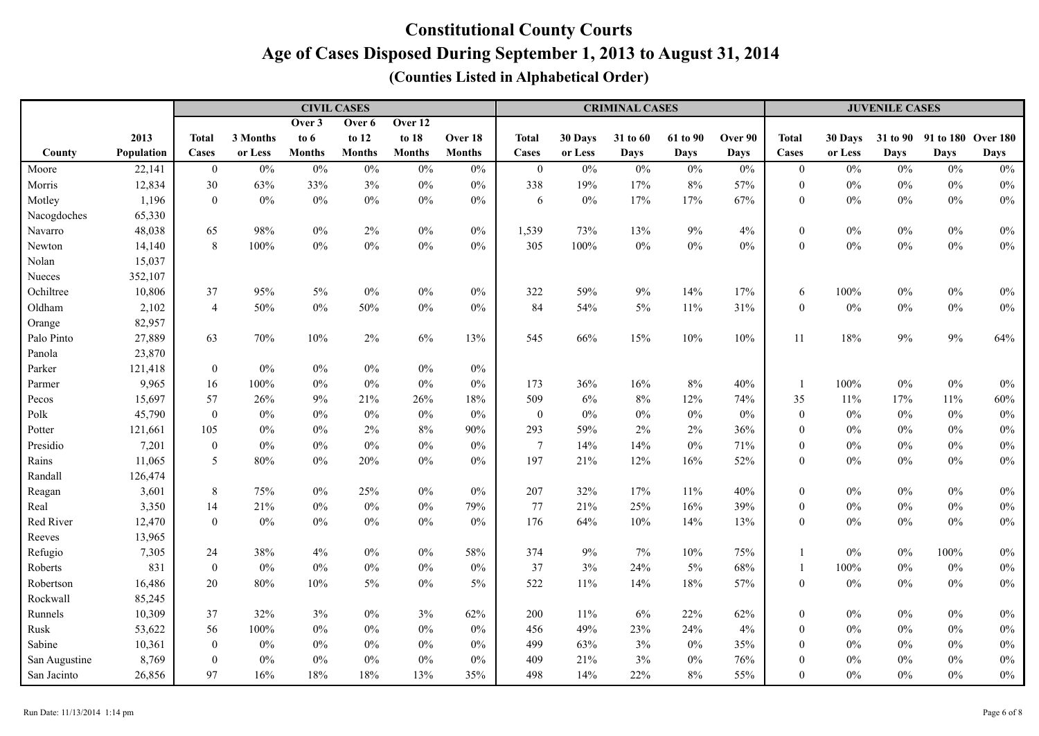# Constitutional County Courts

## Age of Cases Disposed During September 1, 2013 to August 31, 2014

### (Counties Listed in Alphabetical Order)

| | | CIVIL CASES | | | | | | CRIMINAL CASES | | | | | JUVENILE CASES | | | | |
|---|---|---|---|---|---|---|---|---|---|---|---|---|---|---|---|---|---|
| County | 2013 Population | Total Cases | 3 Months or Less | Over 3 to 6 Months | Over 6 to 12 Months | Over 12 to 18 Months | Over 18 Months | Total Cases | 30 Days or Less | 31 to 60 Days | 61 to 90 Days | Over 90 Days | Total Cases | 30 Days or Less | 31 to 90 Days | 91 to 180 Days | Over 180 Days |
| Moore | 22,141 | 0 | 0% | 0% | 0% | 0% | 0% | 0 | 0% | 0% | 0% | 0% | 0 | 0% | 0% | 0% | 0% |
| Morris | 12,834 | 30 | 63% | 33% | 3% | 0% | 0% | 338 | 19% | 17% | 8% | 57% | 0 | 0% | 0% | 0% | 0% |
| Motley | 1,196 | 0 | 0% | 0% | 0% | 0% | 0% | 6 | 0% | 17% | 17% | 67% | 0 | 0% | 0% | 0% | 0% |
| Nacogdoches | 65,330 | | | | | | | | | | | | | | | | |
| Navarro | 48,038 | 65 | 98% | 0% | 2% | 0% | 0% | 1,539 | 73% | 13% | 9% | 4% | 0 | 0% | 0% | 0% | 0% |
| Newton | 14,140 | 8 | 100% | 0% | 0% | 0% | 0% | 305 | 100% | 0% | 0% | 0% | 0 | 0% | 0% | 0% | 0% |
| Nolan | 15,037 | | | | | | | | | | | | | | | | |
| Nueces | 352,107 | | | | | | | | | | | | | | | | |
| Ochiltree | 10,806 | 37 | 95% | 5% | 0% | 0% | 0% | 322 | 59% | 9% | 14% | 17% | 6 | 100% | 0% | 0% | 0% |
| Oldham | 2,102 | 4 | 50% | 0% | 50% | 0% | 0% | 84 | 54% | 5% | 11% | 31% | 0 | 0% | 0% | 0% | 0% |
| Orange | 82,957 | | | | | | | | | | | | | | | | |
| Palo Pinto | 27,889 | 63 | 70% | 10% | 2% | 6% | 13% | 545 | 66% | 15% | 10% | 10% | 11 | 18% | 9% | 9% | 64% |
| Panola | 23,870 | | | | | | | | | | | | | | | | |
| Parker | 121,418 | 0 | 0% | 0% | 0% | 0% | 0% | | | | | | | | | | |
| Parmer | 9,965 | 16 | 100% | 0% | 0% | 0% | 0% | 173 | 36% | 16% | 8% | 40% | 1 | 100% | 0% | 0% | 0% |
| Pecos | 15,697 | 57 | 26% | 9% | 21% | 26% | 18% | 509 | 6% | 8% | 12% | 74% | 35 | 11% | 17% | 11% | 60% |
| Polk | 45,790 | 0 | 0% | 0% | 0% | 0% | 0% | 0 | 0% | 0% | 0% | 0% | 0 | 0% | 0% | 0% | 0% |
| Potter | 121,661 | 105 | 0% | 0% | 2% | 8% | 90% | 293 | 59% | 2% | 2% | 36% | 0 | 0% | 0% | 0% | 0% |
| Presidio | 7,201 | 0 | 0% | 0% | 0% | 0% | 0% | 7 | 14% | 14% | 0% | 71% | 0 | 0% | 0% | 0% | 0% |
| Rains | 11,065 | 5 | 80% | 0% | 20% | 0% | 0% | 197 | 21% | 12% | 16% | 52% | 0 | 0% | 0% | 0% | 0% |
| Randall | 126,474 | | | | | | | | | | | | | | | | |
| Reagan | 3,601 | 8 | 75% | 0% | 25% | 0% | 0% | 207 | 32% | 17% | 11% | 40% | 0 | 0% | 0% | 0% | 0% |
| Real | 3,350 | 14 | 21% | 0% | 0% | 0% | 79% | 77 | 21% | 25% | 16% | 39% | 0 | 0% | 0% | 0% | 0% |
| Red River | 12,470 | 0 | 0% | 0% | 0% | 0% | 0% | 176 | 64% | 10% | 14% | 13% | 0 | 0% | 0% | 0% | 0% |
| Reeves | 13,965 | | | | | | | | | | | | | | | | |
| Refugio | 7,305 | 24 | 38% | 4% | 0% | 0% | 58% | 374 | 9% | 7% | 10% | 75% | 1 | 0% | 0% | 100% | 0% |
| Roberts | 831 | 0 | 0% | 0% | 0% | 0% | 0% | 37 | 3% | 24% | 5% | 68% | 1 | 100% | 0% | 0% | 0% |
| Robertson | 16,486 | 20 | 80% | 10% | 5% | 0% | 5% | 522 | 11% | 14% | 18% | 57% | 0 | 0% | 0% | 0% | 0% |
| Rockwall | 85,245 | | | | | | | | | | | | | | | | |
| Runnels | 10,309 | 37 | 32% | 3% | 0% | 3% | 62% | 200 | 11% | 6% | 22% | 62% | 0 | 0% | 0% | 0% | 0% |
| Rusk | 53,622 | 56 | 100% | 0% | 0% | 0% | 0% | 456 | 49% | 23% | 24% | 4% | 0 | 0% | 0% | 0% | 0% |
| Sabine | 10,361 | 0 | 0% | 0% | 0% | 0% | 0% | 499 | 63% | 3% | 0% | 35% | 0 | 0% | 0% | 0% | 0% |
| San Augustine | 8,769 | 0 | 0% | 0% | 0% | 0% | 0% | 409 | 21% | 3% | 0% | 76% | 0 | 0% | 0% | 0% | 0% |
| San Jacinto | 26,856 | 97 | 16% | 18% | 18% | 13% | 35% | 498 | 14% | 22% | 8% | 55% | 0 | 0% | 0% | 0% | 0% |

Run Date: 11/13/2014 1:14 pm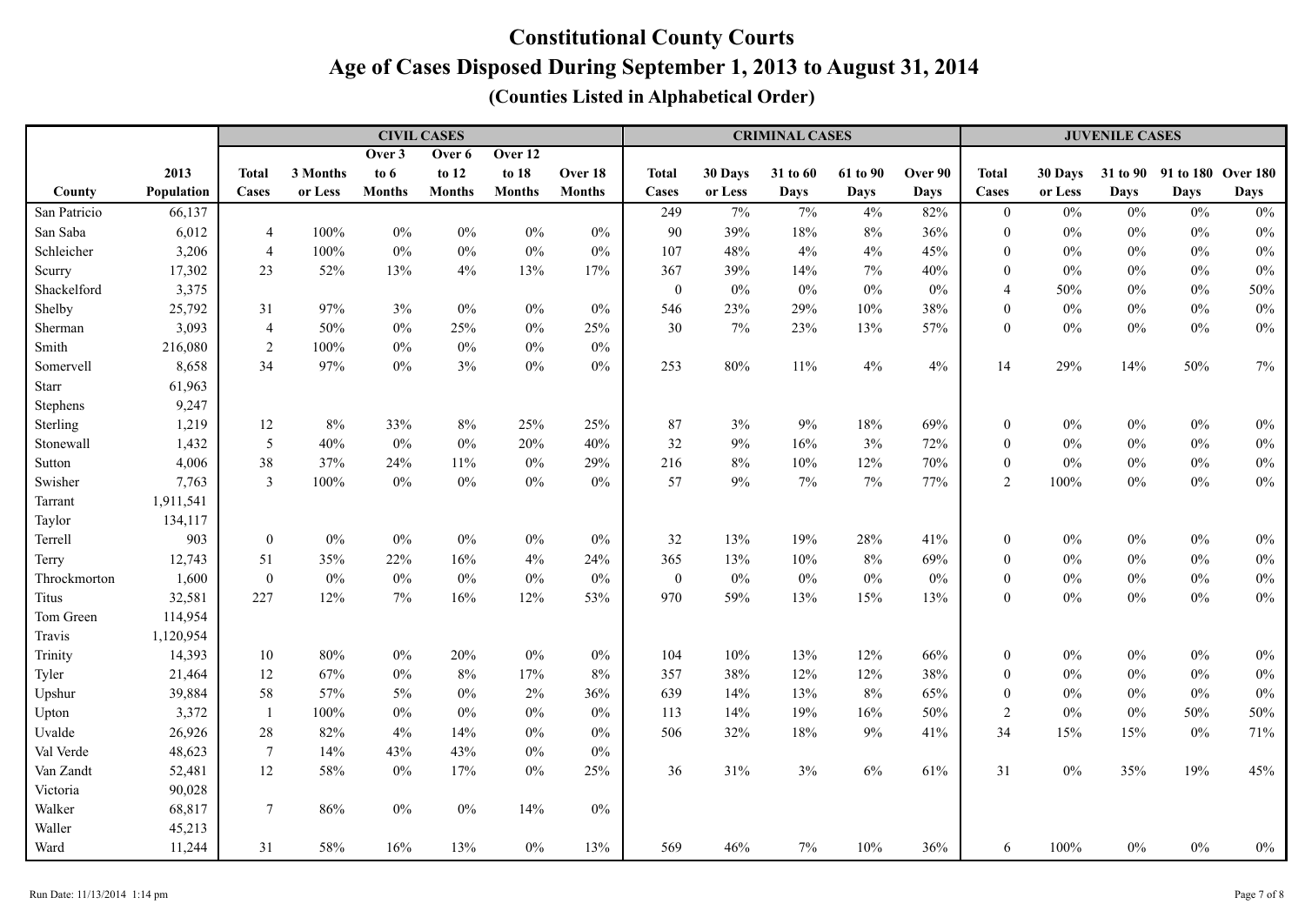# Constitutional County Courts

## Age of Cases Disposed During September 1, 2013 to August 31, 2014

### (Counties Listed in Alphabetical Order)

| | | CIVIL CASES | | | | | | CRIMINAL CASES | | | | | JUVENILE CASES | | | | |
|---|---|---|---|---|---|---|---|---|---|---|---|---|---|---|---|---|---|
| County | 2013 Population | Total Cases | 3 Months or Less | Over 3 to 6 Months | Over 6 to 12 Months | Over 12 to 18 Months | Over 18 Months | Total Cases | 30 Days or Less | 31 to 60 Days | 61 to 90 Days | Over 90 Days | Total Cases | 30 Days or Less | 31 to 90 Days | 91 to 180 Days | Over 180 Days |
| San Patricio | 66,137 | | | | | | | 249 | 7% | 7% | 4% | 82% | 0 | 0% | 0% | 0% | 0% |
| San Saba | 6,012 | 4 | 100% | 0% | 0% | 0% | 0% | 90 | 39% | 18% | 8% | 36% | 0 | 0% | 0% | 0% | 0% |
| Schleicher | 3,206 | 4 | 100% | 0% | 0% | 0% | 0% | 107 | 48% | 4% | 4% | 45% | 0 | 0% | 0% | 0% | 0% |
| Scurry | 17,302 | 23 | 52% | 13% | 4% | 13% | 17% | 367 | 39% | 14% | 7% | 40% | 0 | 0% | 0% | 0% | 0% |
| Shackelford | 3,375 | | | | | | | 0 | 0% | 0% | 0% | 0% | 4 | 50% | 0% | 0% | 50% |
| Shelby | 25,792 | 31 | 97% | 3% | 0% | 0% | 0% | 546 | 23% | 29% | 10% | 38% | 0 | 0% | 0% | 0% | 0% |
| Sherman | 3,093 | 4 | 50% | 0% | 25% | 0% | 25% | 30 | 7% | 23% | 13% | 57% | 0 | 0% | 0% | 0% | 0% |
| Smith | 216,080 | 2 | 100% | 0% | 0% | 0% | 0% | | | | | | | | | | |
| Somervell | 8,658 | 34 | 97% | 0% | 3% | 0% | 0% | 253 | 80% | 11% | 4% | 4% | 14 | 29% | 14% | 50% | 7% |
| Starr | 61,963 | | | | | | | | | | | | | | | | |
| Stephens | 9,247 | | | | | | | | | | | | | | | | |
| Sterling | 1,219 | 12 | 8% | 33% | 8% | 25% | 25% | 87 | 3% | 9% | 18% | 69% | 0 | 0% | 0% | 0% | 0% |
| Stonewall | 1,432 | 5 | 40% | 0% | 0% | 20% | 40% | 32 | 9% | 16% | 3% | 72% | 0 | 0% | 0% | 0% | 0% |
| Sutton | 4,006 | 38 | 37% | 24% | 11% | 0% | 29% | 216 | 8% | 10% | 12% | 70% | 0 | 0% | 0% | 0% | 0% |
| Swisher | 7,763 | 3 | 100% | 0% | 0% | 0% | 0% | 57 | 9% | 7% | 7% | 77% | 2 | 100% | 0% | 0% | 0% |
| Tarrant | 1,911,541 | | | | | | | | | | | | | | | | |
| Taylor | 134,117 | | | | | | | | | | | | | | | | |
| Terrell | 903 | 0 | 0% | 0% | 0% | 0% | 0% | 32 | 13% | 19% | 28% | 41% | 0 | 0% | 0% | 0% | 0% |
| Terry | 12,743 | 51 | 35% | 22% | 16% | 4% | 24% | 365 | 13% | 10% | 8% | 69% | 0 | 0% | 0% | 0% | 0% |
| Throckmorton | 1,600 | 0 | 0% | 0% | 0% | 0% | 0% | 0 | 0% | 0% | 0% | 0% | 0 | 0% | 0% | 0% | 0% |
| Titus | 32,581 | 227 | 12% | 7% | 16% | 12% | 53% | 970 | 59% | 13% | 15% | 13% | 0 | 0% | 0% | 0% | 0% |
| Tom Green | 114,954 | | | | | | | | | | | | | | | | |
| Travis | 1,120,954 | | | | | | | | | | | | | | | | |
| Trinity | 14,393 | 10 | 80% | 0% | 20% | 0% | 0% | 104 | 10% | 13% | 12% | 66% | 0 | 0% | 0% | 0% | 0% |
| Tyler | 21,464 | 12 | 67% | 0% | 8% | 17% | 8% | 357 | 38% | 12% | 12% | 38% | 0 | 0% | 0% | 0% | 0% |
| Upshur | 39,884 | 58 | 57% | 5% | 0% | 2% | 36% | 639 | 14% | 13% | 8% | 65% | 0 | 0% | 0% | 0% | 0% |
| Upton | 3,372 | 1 | 100% | 0% | 0% | 0% | 0% | 113 | 14% | 19% | 16% | 50% | 2 | 0% | 0% | 50% | 50% |
| Uvalde | 26,926 | 28 | 82% | 4% | 14% | 0% | 0% | 506 | 32% | 18% | 9% | 41% | 34 | 15% | 15% | 0% | 71% |
| Val Verde | 48,623 | 7 | 14% | 43% | 43% | 0% | 0% | | | | | | | | | | |
| Van Zandt | 52,481 | 12 | 58% | 0% | 17% | 0% | 25% | 36 | 31% | 3% | 6% | 61% | 31 | 0% | 35% | 19% | 45% |
| Victoria | 90,028 | | | | | | | | | | | | | | | | |
| Walker | 68,817 | 7 | 86% | 0% | 0% | 14% | 0% | | | | | | | | | | |
| Waller | 45,213 | | | | | | | | | | | | | | | | |
| Ward | 11,244 | 31 | 58% | 16% | 13% | 0% | 13% | 569 | 46% | 7% | 10% | 36% | 6 | 100% | 0% | 0% | 0% |

Run Date: 11/13/2014 1:14 pm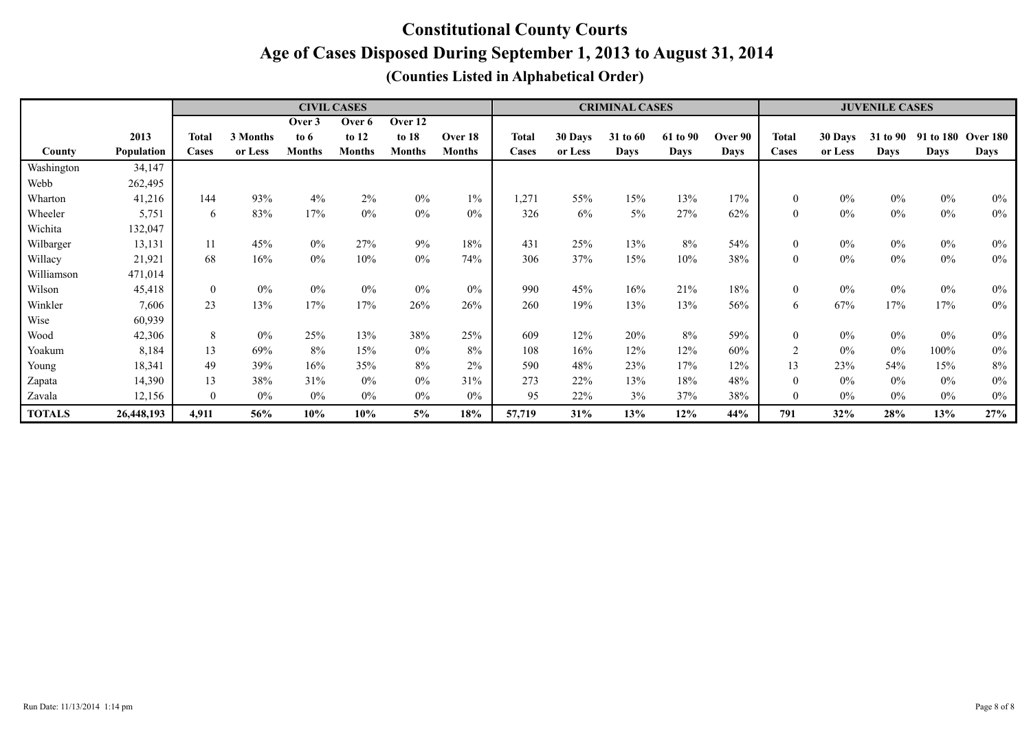# Constitutional County Courts

## Age of Cases Disposed During September 1, 2013 to August 31, 2014

### (Counties Listed in Alphabetical Order)

| | | CIVIL CASES | | | | | | CRIMINAL CASES | | | | | JUVENILE CASES | | | | |
|---|---|---|---|---|---|---|---|---|---|---|---|---|---|---|---|---|---|
| County | 2013 Population | Total Cases | 3 Months or Less | Over 3 to 6 Months | Over 6 to 12 Months | Over 12 to 18 Months | Over 18 Months | Total Cases | 30 Days or Less | 31 to 60 Days | 61 to 90 Days | Over 90 Days | Total Cases | 30 Days or Less | 31 to 90 Days | 91 to 180 Days | Over 180 Days |
| Washington | 34,147 | | | | | | | | | | | | | | | | |
| Webb | 262,495 | | | | | | | | | | | | | | | | |
| Wharton | 41,216 | 144 | 93% | 4% | 2% | 0% | 1% | 1,271 | 55% | 15% | 13% | 17% | 0 | 0% | 0% | 0% | 0% |
| Wheeler | 5,751 | 6 | 83% | 17% | 0% | 0% | 0% | 326 | 6% | 5% | 27% | 62% | 0 | 0% | 0% | 0% | 0% |
| Wichita | 132,047 | | | | | | | | | | | | | | | | |
| Wilbarger | 13,131 | 11 | 45% | 0% | 27% | 9% | 18% | 431 | 25% | 13% | 8% | 54% | 0 | 0% | 0% | 0% | 0% |
| Willacy | 21,921 | 68 | 16% | 0% | 10% | 0% | 74% | 306 | 37% | 15% | 10% | 38% | 0 | 0% | 0% | 0% | 0% |
| Williamson | 471,014 | | | | | | | | | | | | | | | | |
| Wilson | 45,418 | 0 | 0% | 0% | 0% | 0% | 0% | 990 | 45% | 16% | 21% | 18% | 0 | 0% | 0% | 0% | 0% |
| Winkler | 7,606 | 23 | 13% | 17% | 17% | 26% | 26% | 260 | 19% | 13% | 13% | 56% | 6 | 67% | 17% | 17% | 0% |
| Wise | 60,939 | | | | | | | | | | | | | | | | |
| Wood | 42,306 | 8 | 0% | 25% | 13% | 38% | 25% | 609 | 12% | 20% | 8% | 59% | 0 | 0% | 0% | 0% | 0% |
| Yoakum | 8,184 | 13 | 69% | 8% | 15% | 0% | 8% | 108 | 16% | 12% | 12% | 60% | 2 | 0% | 0% | 100% | 0% |
| Young | 18,341 | 49 | 39% | 16% | 35% | 8% | 2% | 590 | 48% | 23% | 17% | 12% | 13 | 23% | 54% | 15% | 8% |
| Zapata | 14,390 | 13 | 38% | 31% | 0% | 0% | 31% | 273 | 22% | 13% | 18% | 48% | 0 | 0% | 0% | 0% | 0% |
| Zavala | 12,156 | 0 | 0% | 0% | 0% | 0% | 0% | 95 | 22% | 3% | 37% | 38% | 0 | 0% | 0% | 0% | 0% |
| **TOTALS** | **26,448,193** | **4,911** | **56%** | **10%** | **10%** | **5%** | **18%** | **57,719** | **31%** | **13%** | **12%** | **44%** | **791** | **32%** | **28%** | **13%** | **27%** |

Run Date: 11/13/2014 1:14 pm